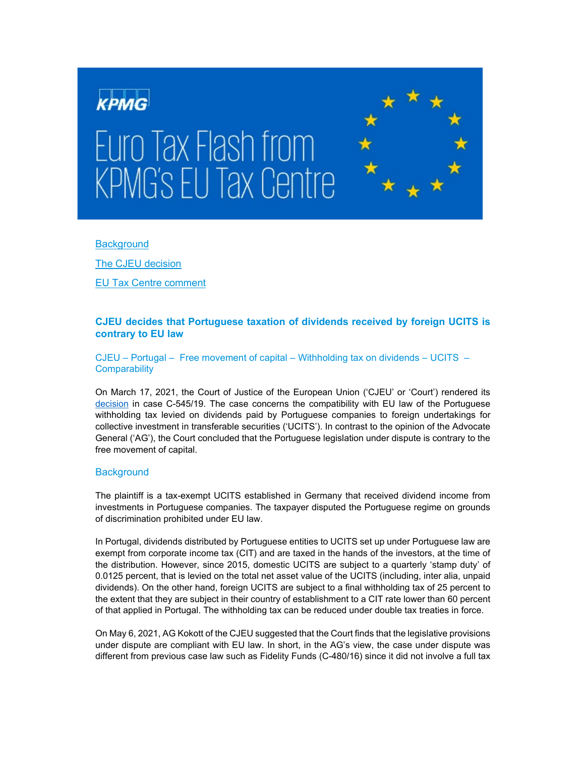# Euro Tax Flash from KPMG's EU Tax Centre

Background

The CJEU decision

EU Tax Centre comment

## CJEU decides that Portuguese taxation of dividends received by foreign UCITS is contrary to EU law

CJEU – Portugal – Free movement of capital – Withholding tax on dividends – UCITS – Comparability

On March 17, 2021, the Court of Justice of the European Union ('CJEU' or 'Court') rendered its decision in case C-545/19. The case concerns the compatibility with EU law of the Portuguese withholding tax levied on dividends paid by Portuguese companies to foreign undertakings for collective investment in transferable securities ('UCITS'). In contrast to the opinion of the Advocate General ('AG'), the Court concluded that the Portuguese legislation under dispute is contrary to the free movement of capital.

### Background

The plaintiff is a tax-exempt UCITS established in Germany that received dividend income from investments in Portuguese companies. The taxpayer disputed the Portuguese regime on grounds of discrimination prohibited under EU law.

In Portugal, dividends distributed by Portuguese entities to UCITS set up under Portuguese law are exempt from corporate income tax (CIT) and are taxed in the hands of the investors, at the time of the distribution. However, since 2015, domestic UCITS are subject to a quarterly 'stamp duty' of 0.0125 percent, that is levied on the total net asset value of the UCITS (including, inter alia, unpaid dividends). On the other hand, foreign UCITS are subject to a final withholding tax of 25 percent to the extent that they are subject in their country of establishment to a CIT rate lower than 60 percent of that applied in Portugal. The withholding tax can be reduced under double tax treaties in force.

On May 6, 2021, AG Kokott of the CJEU suggested that the Court finds that the legislative provisions under dispute are compliant with EU law. In short, in the AG's view, the case under dispute was different from previous case law such as Fidelity Funds (C-480/16) since it did not involve a full tax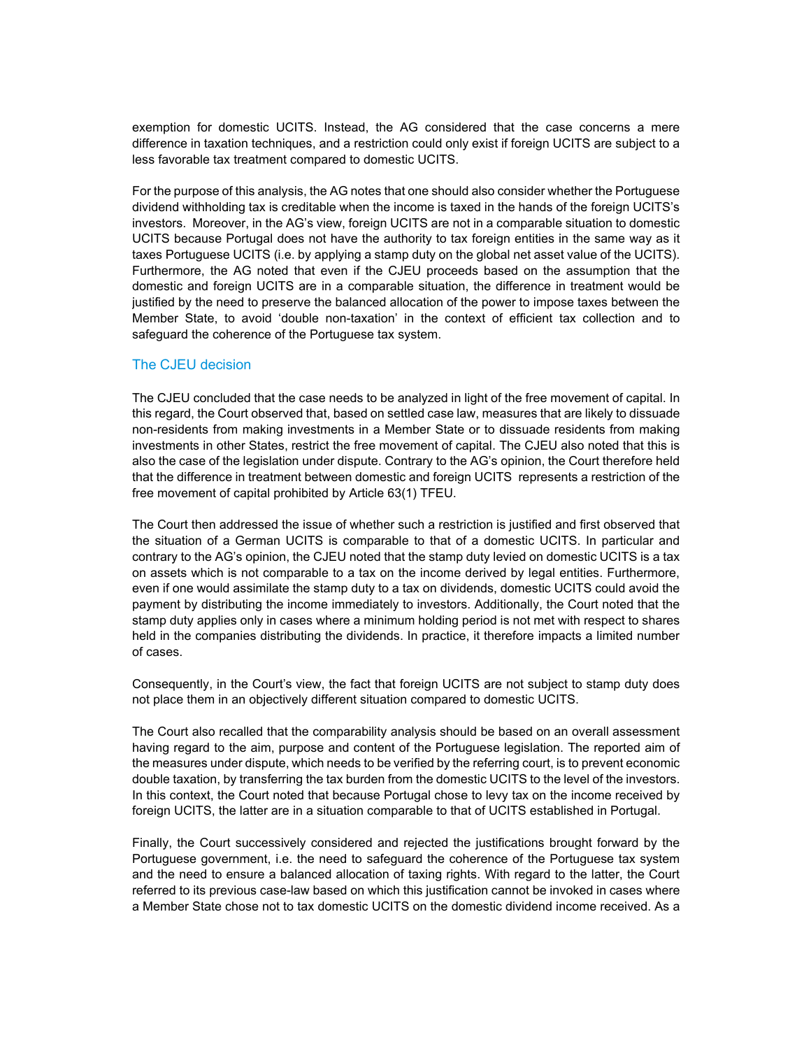exemption for domestic UCITS. Instead, the AG considered that the case concerns a mere difference in taxation techniques, and a restriction could only exist if foreign UCITS are subject to a less favorable tax treatment compared to domestic UCITS.

For the purpose of this analysis, the AG notes that one should also consider whether the Portuguese dividend withholding tax is creditable when the income is taxed in the hands of the foreign UCITS's investors. Moreover, in the AG's view, foreign UCITS are not in a comparable situation to domestic UCITS because Portugal does not have the authority to tax foreign entities in the same way as it taxes Portuguese UCITS (i.e. by applying a stamp duty on the global net asset value of the UCITS). Furthermore, the AG noted that even if the CJEU proceeds based on the assumption that the domestic and foreign UCITS are in a comparable situation, the difference in treatment would be justified by the need to preserve the balanced allocation of the power to impose taxes between the Member State, to avoid 'double non-taxation' in the context of efficient tax collection and to safeguard the coherence of the Portuguese tax system.

## The CJEU decision

The CJEU concluded that the case needs to be analyzed in light of the free movement of capital. In this regard, the Court observed that, based on settled case law, measures that are likely to dissuade non-residents from making investments in a Member State or to dissuade residents from making investments in other States, restrict the free movement of capital. The CJEU also noted that this is also the case of the legislation under dispute. Contrary to the AG's opinion, the Court therefore held that the difference in treatment between domestic and foreign UCITS represents a restriction of the free movement of capital prohibited by Article 63(1) TFEU.

The Court then addressed the issue of whether such a restriction is justified and first observed that the situation of a German UCITS is comparable to that of a domestic UCITS. In particular and contrary to the AG's opinion, the CJEU noted that the stamp duty levied on domestic UCITS is a tax on assets which is not comparable to a tax on the income derived by legal entities. Furthermore, even if one would assimilate the stamp duty to a tax on dividends, domestic UCITS could avoid the payment by distributing the income immediately to investors. Additionally, the Court noted that the stamp duty applies only in cases where a minimum holding period is not met with respect to shares held in the companies distributing the dividends. In practice, it therefore impacts a limited number of cases.

Consequently, in the Court's view, the fact that foreign UCITS are not subject to stamp duty does not place them in an objectively different situation compared to domestic UCITS.

The Court also recalled that the comparability analysis should be based on an overall assessment having regard to the aim, purpose and content of the Portuguese legislation. The reported aim of the measures under dispute, which needs to be verified by the referring court, is to prevent economic double taxation, by transferring the tax burden from the domestic UCITS to the level of the investors. In this context, the Court noted that because Portugal chose to levy tax on the income received by foreign UCITS, the latter are in a situation comparable to that of UCITS established in Portugal.

Finally, the Court successively considered and rejected the justifications brought forward by the Portuguese government, i.e. the need to safeguard the coherence of the Portuguese tax system and the need to ensure a balanced allocation of taxing rights. With regard to the latter, the Court referred to its previous case-law based on which this justification cannot be invoked in cases where a Member State chose not to tax domestic UCITS on the domestic dividend income received. As a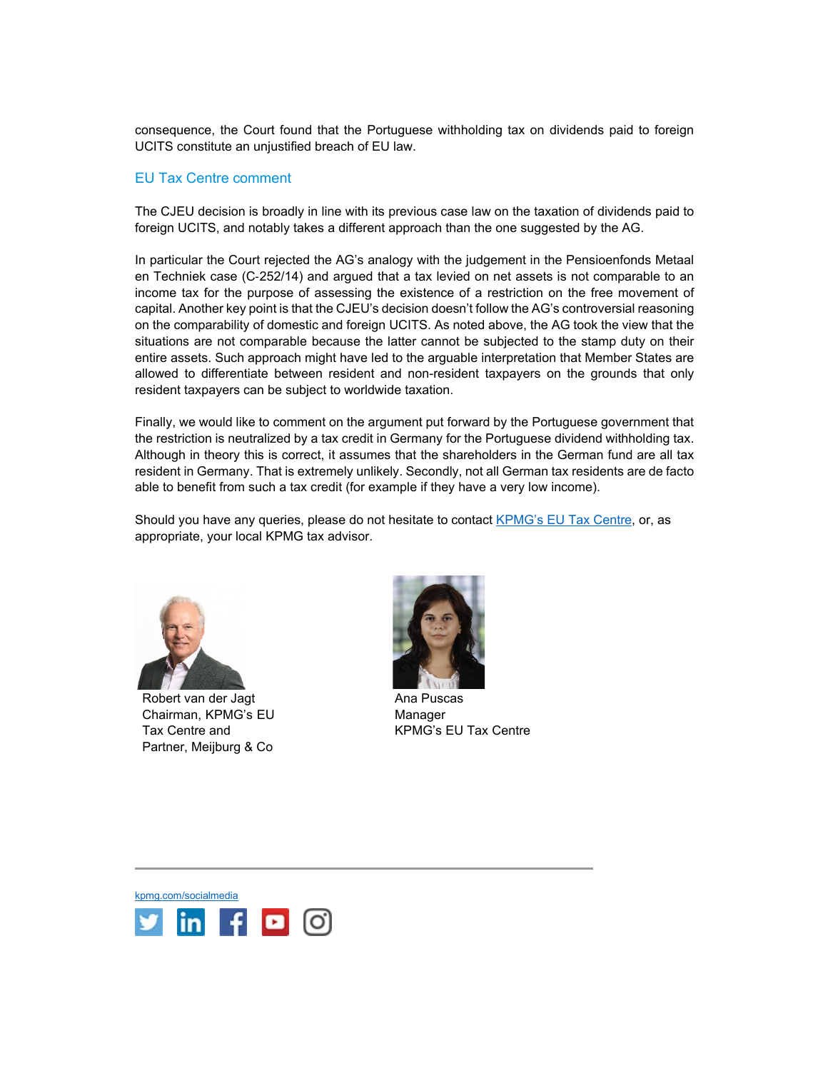consequence, the Court found that the Portuguese withholding tax on dividends paid to foreign UCITS constitute an unjustified breach of EU law.

## EU Tax Centre comment

The CJEU decision is broadly in line with its previous case law on the taxation of dividends paid to foreign UCITS, and notably takes a different approach than the one suggested by the AG.

In particular the Court rejected the AG's analogy with the judgement in the Pensioenfonds Metaal en Techniek case (C-252/14) and argued that a tax levied on net assets is not comparable to an income tax for the purpose of assessing the existence of a restriction on the free movement of capital. Another key point is that the CJEU's decision doesn't follow the AG's controversial reasoning on the comparability of domestic and foreign UCITS. As noted above, the AG took the view that the situations are not comparable because the latter cannot be subjected to the stamp duty on their entire assets. Such approach might have led to the arguable interpretation that Member States are allowed to differentiate between resident and non-resident taxpayers on the grounds that only resident taxpayers can be subject to worldwide taxation.

Finally, we would like to comment on the argument put forward by the Portuguese government that the restriction is neutralized by a tax credit in Germany for the Portuguese dividend withholding tax. Although in theory this is correct, it assumes that the shareholders in the German fund are all tax resident in Germany. That is extremely unlikely. Secondly, not all German tax residents are de facto able to benefit from such a tax credit (for example if they have a very low income).

Should you have any queries, please do not hesitate to contact [KPMG's EU Tax Centre](KPMG's EU Tax Centre), or, as appropriate, your local KPMG tax advisor.

Robert van der Jagt
Chairman, KPMG's EU Tax Centre and
Partner, Meijburg & Co

Ana Puscas
Manager
KPMG's EU Tax Centre

[kpmg.com/socialmedia](kpmg.com/socialmedia)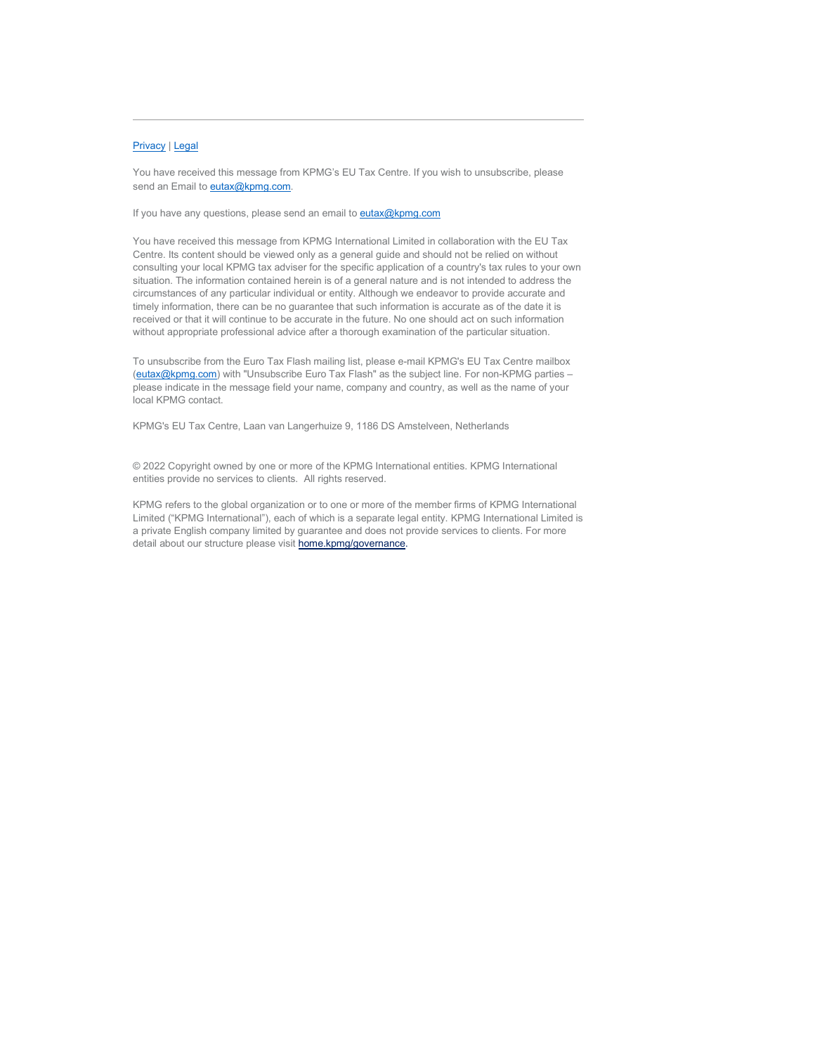---

Privacy | Legal

You have received this message from KPMG's EU Tax Centre. If you wish to unsubscribe, please send an Email to eutax@kpmg.com.

If you have any questions, please send an email to eutax@kpmg.com

You have received this message from KPMG International Limited in collaboration with the EU Tax Centre. Its content should be viewed only as a general guide and should not be relied on without consulting your local KPMG tax adviser for the specific application of a country's tax rules to your own situation. The information contained herein is of a general nature and is not intended to address the circumstances of any particular individual or entity. Although we endeavor to provide accurate and timely information, there can be no guarantee that such information is accurate as of the date it is received or that it will continue to be accurate in the future. No one should act on such information without appropriate professional advice after a thorough examination of the particular situation.

To unsubscribe from the Euro Tax Flash mailing list, please e-mail KPMG's EU Tax Centre mailbox (eutax@kpmg.com) with "Unsubscribe Euro Tax Flash" as the subject line. For non-KPMG parties – please indicate in the message field your name, company and country, as well as the name of your local KPMG contact.

KPMG's EU Tax Centre, Laan van Langerhuize 9, 1186 DS Amstelveen, Netherlands

© 2022 Copyright owned by one or more of the KPMG International entities. KPMG International entities provide no services to clients. All rights reserved.

KPMG refers to the global organization or to one or more of the member firms of KPMG International Limited ("KPMG International"), each of which is a separate legal entity. KPMG International Limited is a private English company limited by guarantee and does not provide services to clients. For more detail about our structure please visit home.kpmg/governance.